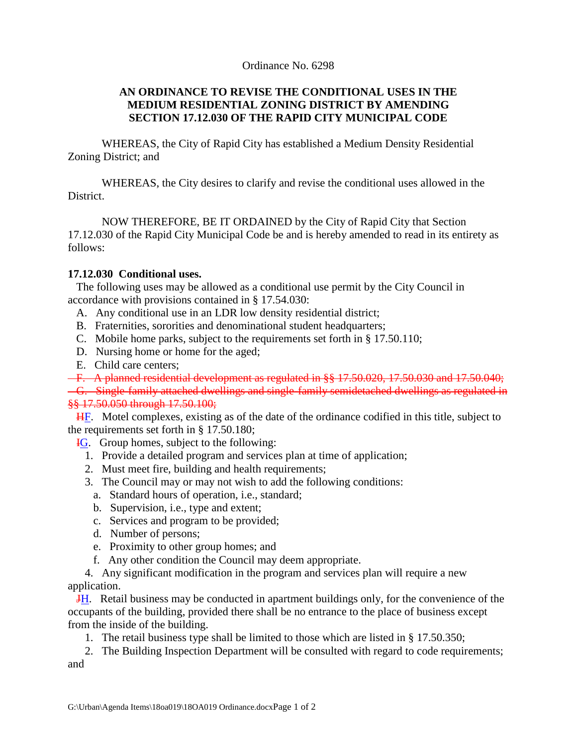Ordinance No. 6298

**AN ORDINANCE TO REVISE THE CONDITIONAL USES IN THE MEDIUM RESIDENTIAL ZONING DISTRICT BY AMENDING SECTION 17.12.030 OF THE RAPID CITY MUNICIPAL CODE**

WHEREAS, the City of Rapid City has established a Medium Density Residential Zoning District; and

WHEREAS, the City desires to clarify and revise the conditional uses allowed in the District.

NOW THEREFORE, BE IT ORDAINED by the City of Rapid City that Section 17.12.030 of the Rapid City Municipal Code be and is hereby amended to read in its entirety as follows:

**17.12.030 Conditional uses.**

The following uses may be allowed as a conditional use permit by the City Council in accordance with provisions contained in § 17.54.030:

A. Any conditional use in an LDR low density residential district;

B. Fraternities, sororities and denominational student headquarters;

C. Mobile home parks, subject to the requirements set forth in § 17.50.110;

D. Nursing home or home for the aged;

E. Child care centers;

~~F. A planned residential development as regulated in §§ 17.50.020, 17.50.030 and 17.50.040;~~

~~G. Single-family attached dwellings and single-family semidetached dwellings as regulated in §§ 17.50.050 through 17.50.100;~~

~~H~~F. Motel complexes, existing as of the date of the ordinance codified in this title, subject to the requirements set forth in § 17.50.180;

~~I~~G. Group homes, subject to the following:

1. Provide a detailed program and services plan at time of application;
2. Must meet fire, building and health requirements;
3. The Council may or may not wish to add the following conditions:
   a. Standard hours of operation, i.e., standard;
   b. Supervision, i.e., type and extent;
   c. Services and program to be provided;
   d. Number of persons;
   e. Proximity to other group homes; and
   f. Any other condition the Council may deem appropriate.
4. Any significant modification in the program and services plan will require a new application.

~~J~~H. Retail business may be conducted in apartment buildings only, for the convenience of the occupants of the building, provided there shall be no entrance to the place of business except from the inside of the building.

1. The retail business type shall be limited to those which are listed in § 17.50.350;
2. The Building Inspection Department will be consulted with regard to code requirements; and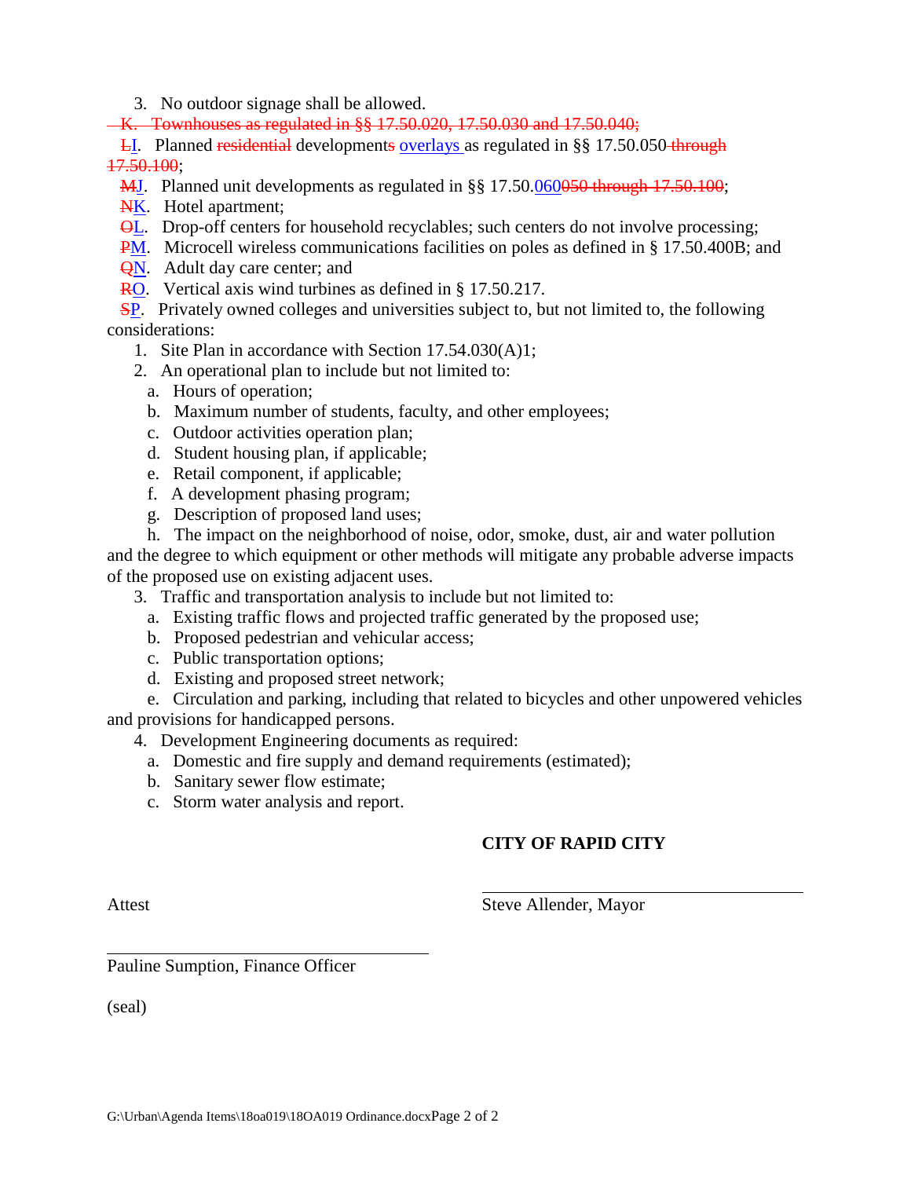3. No outdoor signage shall be allowed.

~~K. Townhouses as regulated in §§ 17.50.020, 17.50.030 and 17.50.040;~~

~~L~~I. Planned ~~residential~~ development~~s~~ overlays as regulated in §§ 17.50.050 ~~through 17.50.100~~;

~~M~~J. Planned unit developments as regulated in §§ 17.50.060~~050 through 17.50.100~~;

~~N~~K. Hotel apartment;

~~O~~L. Drop-off centers for household recyclables; such centers do not involve processing;

~~P~~M. Microcell wireless communications facilities on poles as defined in § 17.50.400B; and

~~Q~~N. Adult day care center; and

~~R~~O. Vertical axis wind turbines as defined in § 17.50.217.

~~S~~P. Privately owned colleges and universities subject to, but not limited to, the following considerations:

1. Site Plan in accordance with Section 17.54.030(A)1;
2. An operational plan to include but not limited to:
   a. Hours of operation;
   b. Maximum number of students, faculty, and other employees;
   c. Outdoor activities operation plan;
   d. Student housing plan, if applicable;
   e. Retail component, if applicable;
   f. A development phasing program;
   g. Description of proposed land uses;
   h. The impact on the neighborhood of noise, odor, smoke, dust, air and water pollution and the degree to which equipment or other methods will mitigate any probable adverse impacts of the proposed use on existing adjacent uses.
3. Traffic and transportation analysis to include but not limited to:
   a. Existing traffic flows and projected traffic generated by the proposed use;
   b. Proposed pedestrian and vehicular access;
   c. Public transportation options;
   d. Existing and proposed street network;
   e. Circulation and parking, including that related to bicycles and other unpowered vehicles and provisions for handicapped persons.
4. Development Engineering documents as required:
   a. Domestic and fire supply and demand requirements (estimated);
   b. Sanitary sewer flow estimate;
   c. Storm water analysis and report.

**CITY OF RAPID CITY**

\_\_\_\_\_\_\_\_\_\_\_\_\_\_\_\_\_\_\_\_\_\_\_\_\_\_\_\_\_\_

Steve Allender, Mayor

Attest

\_\_\_\_\_\_\_\_\_\_\_\_\_\_\_\_\_\_\_\_\_\_\_\_\_\_\_\_\_\_

Pauline Sumption, Finance Officer

(seal)